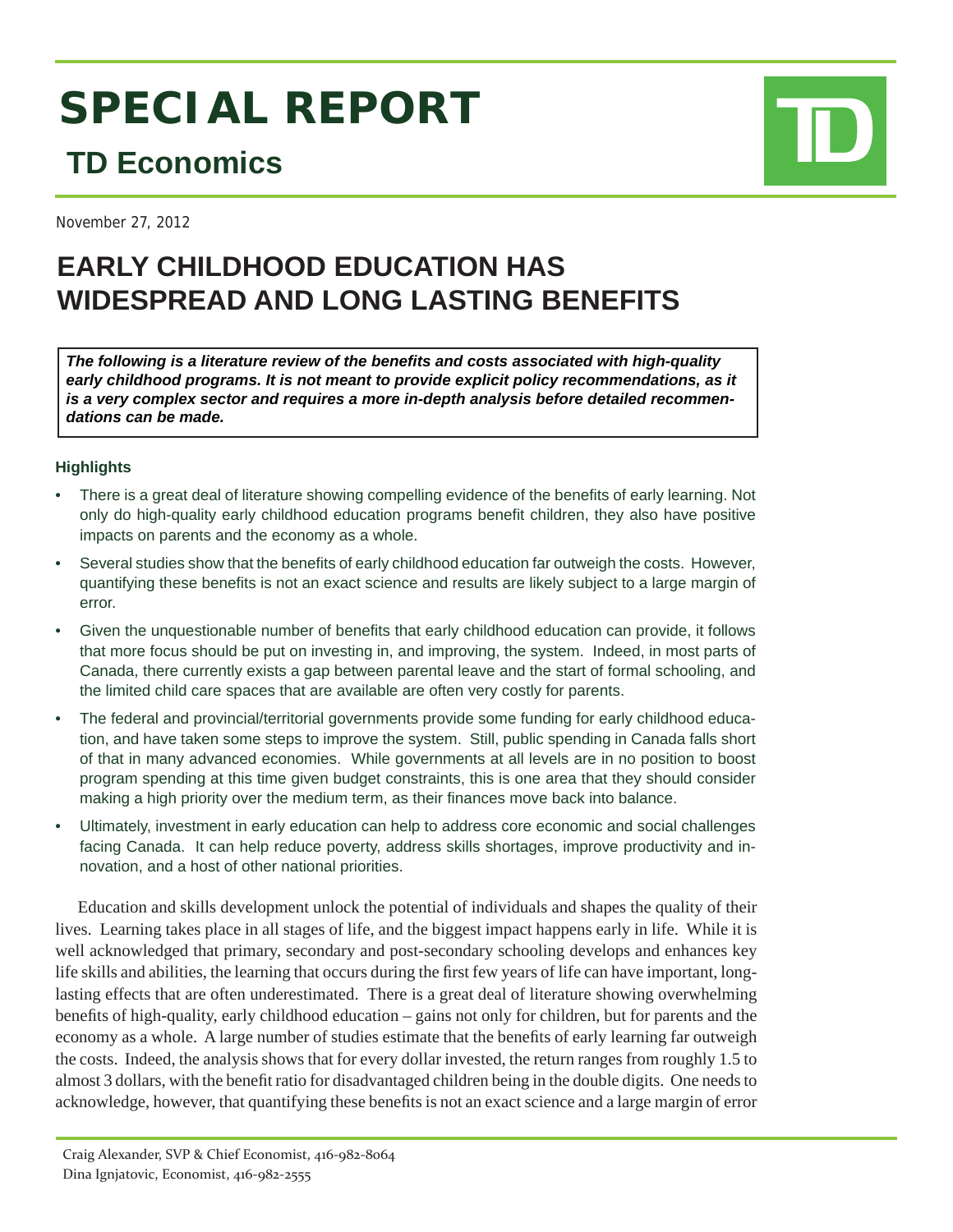# SPECIAL REPORT

## TD Economics

November 27, 2012

# EARLY CHILDHOOD EDUCATION HAS WIDESPREAD AND LONG LASTING BENEFITS

***The following is a literature review of the benefits and costs associated with high-quality early childhood programs. It is not meant to provide explicit policy recommendations, as it is a very complex sector and requires a more in-depth analysis before detailed recommendations can be made.***

### Highlights

- There is a great deal of literature showing compelling evidence of the benefits of early learning. Not only do high-quality early childhood education programs benefit children, they also have positive impacts on parents and the economy as a whole.
- Several studies show that the benefits of early childhood education far outweigh the costs. However, quantifying these benefits is not an exact science and results are likely subject to a large margin of error.
- Given the unquestionable number of benefits that early childhood education can provide, it follows that more focus should be put on investing in, and improving, the system. Indeed, in most parts of Canada, there currently exists a gap between parental leave and the start of formal schooling, and the limited child care spaces that are available are often very costly for parents.
- The federal and provincial/territorial governments provide some funding for early childhood education, and have taken some steps to improve the system. Still, public spending in Canada falls short of that in many advanced economies. While governments at all levels are in no position to boost program spending at this time given budget constraints, this is one area that they should consider making a high priority over the medium term, as their finances move back into balance.
- Ultimately, investment in early education can help to address core economic and social challenges facing Canada. It can help reduce poverty, address skills shortages, improve productivity and innovation, and a host of other national priorities.

Education and skills development unlock the potential of individuals and shapes the quality of their lives. Learning takes place in all stages of life, and the biggest impact happens early in life. While it is well acknowledged that primary, secondary and post-secondary schooling develops and enhances key life skills and abilities, the learning that occurs during the first few years of life can have important, long-lasting effects that are often underestimated. There is a great deal of literature showing overwhelming benefits of high-quality, early childhood education – gains not only for children, but for parents and the economy as a whole. A large number of studies estimate that the benefits of early learning far outweigh the costs. Indeed, the analysis shows that for every dollar invested, the return ranges from roughly 1.5 to almost 3 dollars, with the benefit ratio for disadvantaged children being in the double digits. One needs to acknowledge, however, that quantifying these benefits is not an exact science and a large margin of error

Craig Alexander, SVP & Chief Economist, 416-982-8064
Dina Ignjatovic, Economist, 416-982-2555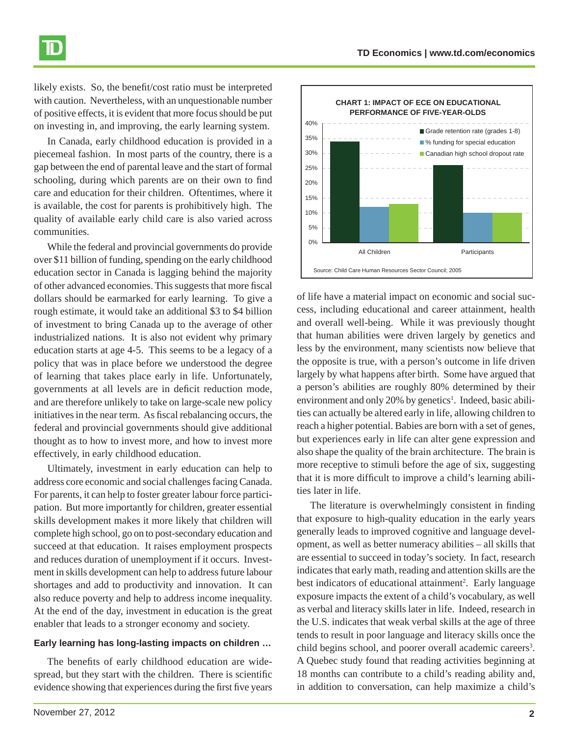likely exists. So, the benefit/cost ratio must be interpreted with caution. Nevertheless, with an unquestionable number of positive effects, it is evident that more focus should be put on investing in, and improving, the early learning system.

In Canada, early childhood education is provided in a piecemeal fashion. In most parts of the country, there is a gap between the end of parental leave and the start of formal schooling, during which parents are on their own to find care and education for their children. Oftentimes, where it is available, the cost for parents is prohibitively high. The quality of available early child care is also varied across communities.

While the federal and provincial governments do provide over $11 billion of funding, spending on the early childhood education sector in Canada is lagging behind the majority of other advanced economies. This suggests that more fiscal dollars should be earmarked for early learning. To give a rough estimate, it would take an additional $3 to $4 billion of investment to bring Canada up to the average of other industrialized nations. It is also not evident why primary education starts at age 4-5. This seems to be a legacy of a policy that was in place before we understood the degree of learning that takes place early in life. Unfortunately, governments at all levels are in deficit reduction mode, and are therefore unlikely to take on large-scale new policy initiatives in the near term. As fiscal rebalancing occurs, the federal and provincial governments should give additional thought as to how to invest more, and how to invest more effectively, in early childhood education.

Ultimately, investment in early education can help to address core economic and social challenges facing Canada. For parents, it can help to foster greater labour force participation. But more importantly for children, greater essential skills development makes it more likely that children will complete high school, go on to post-secondary education and succeed at that education. It raises employment prospects and reduces duration of unemployment if it occurs. Investment in skills development can help to address future labour shortages and add to productivity and innovation. It can also reduce poverty and help to address income inequality. At the end of the day, investment in education is the great enabler that leads to a stronger economy and society.

**CHART 1: IMPACT OF ECE ON EDUCATIONAL PERFORMANCE OF FIVE-YEAR-OLDS**

| | Grade retention rate (grades 1-8) | % funding for special education | Canadian high school dropout rate |
|---|---|---|---|
| All Children | 34% | 12% | 13% |
| Participants | 26% | 10% | 10% |

Source: Child Care Human Resources Sector Council; 2005

### Early learning has long-lasting impacts on children …

The benefits of early childhood education are widespread, but they start with the children. There is scientific evidence showing that experiences during the first five years of life have a material impact on economic and social success, including educational and career attainment, health and overall well-being. While it was previously thought that human abilities were driven largely by genetics and less by the environment, many scientists now believe that the opposite is true, with a person's outcome in life driven largely by what happens after birth. Some have argued that a person's abilities are roughly 80% determined by their environment and only 20% by genetics[1]. Indeed, basic abilities can actually be altered early in life, allowing children to reach a higher potential. Babies are born with a set of genes, but experiences early in life can alter gene expression and also shape the quality of the brain architecture. The brain is more receptive to stimuli before the age of six, suggesting that it is more difficult to improve a child's learning abilities later in life.

The literature is overwhelmingly consistent in finding that exposure to high-quality education in the early years generally leads to improved cognitive and language development, as well as better numeracy abilities – all skills that are essential to succeed in today's society. In fact, research indicates that early math, reading and attention skills are the best indicators of educational attainment[2]. Early language exposure impacts the extent of a child's vocabulary, as well as verbal and literacy skills later in life. Indeed, research in the U.S. indicates that weak verbal skills at the age of three tends to result in poor language and literacy skills once the child begins school, and poorer overall academic careers[3]. A Quebec study found that reading activities beginning at 18 months can contribute to a child's reading ability and, in addition to conversation, can help maximize a child's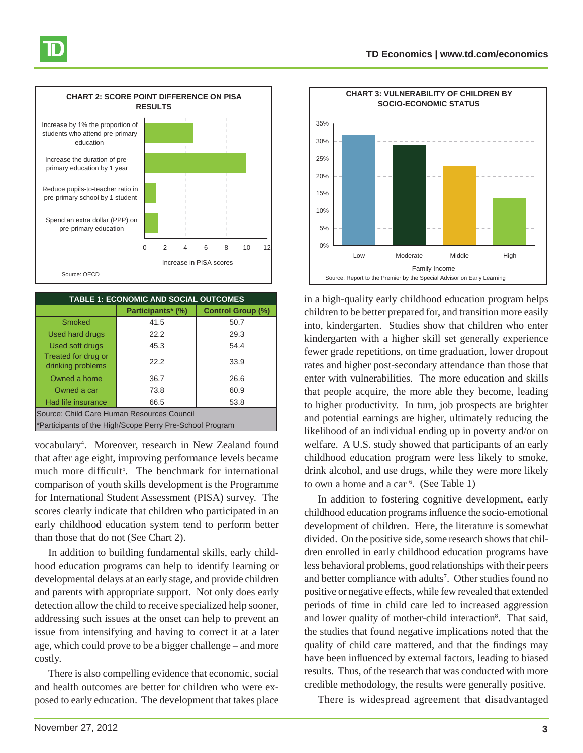**CHART 2: SCORE POINT DIFFERENCE ON PISA RESULTS**

Increase by 1% the proportion of students who attend pre-primary education

Increase the duration of pre-primary education by 1 year

Reduce pupils-to-teacher ratio in pre-primary school by 1 student

Spend an extra dollar (PPP) on pre-primary education

0 2 4 6 8 10 12

Increase in PISA scores

Source: OECD

**CHART 3: VULNERABILITY OF CHILDREN BY SOCIO-ECONOMIC STATUS**

35% 30% 25% 20% 15% 10% 5% 0%

Low Moderate Middle High

Family Income

Source: Report to the Premier by the Special Advisor on Early Learning

**TABLE 1: ECONOMIC AND SOCIAL OUTCOMES**

| | Participants* (%) | Control Group (%) |
|---|---|---|
| Smoked | 41.5 | 50.7 |
| Used hard drugs | 22.2 | 29.3 |
| Used soft drugs | 45.3 | 54.4 |
| Treated for drug or drinking problems | 22.2 | 33.9 |
| Owned a home | 36.7 | 26.6 |
| Owned a car | 73.8 | 60.9 |
| Had life insurance | 66.5 | 53.8 |

Source: Child Care Human Resources Council

*Participants of the High/Scope Perry Pre-School Program

vocabulary[4]. Moreover, research in New Zealand found that after age eight, improving performance levels became much more difficult[5]. The benchmark for international comparison of youth skills development is the Programme for International Student Assessment (PISA) survey. The scores clearly indicate that children who participated in an early childhood education system tend to perform better than those that do not (See Chart 2).

In addition to building fundamental skills, early childhood education programs can help to identify learning or developmental delays at an early stage, and provide children and parents with appropriate support. Not only does early detection allow the child to receive specialized help sooner, addressing such issues at the onset can help to prevent an issue from intensifying and having to correct it at a later age, which could prove to be a bigger challenge – and more costly.

There is also compelling evidence that economic, social and health outcomes are better for children who were exposed to early education. The development that takes place in a high-quality early childhood education program helps children to be better prepared for, and transition more easily into, kindergarten. Studies show that children who enter kindergarten with a higher skill set generally experience fewer grade repetitions, on time graduation, lower dropout rates and higher post-secondary attendance than those that enter with vulnerabilities. The more education and skills that people acquire, the more able they become, leading to higher productivity. In turn, job prospects are brighter and potential earnings are higher, ultimately reducing the likelihood of an individual ending up in poverty and/or on welfare. A U.S. study showed that participants of an early childhood education program were less likely to smoke, drink alcohol, and use drugs, while they were more likely to own a home and a car [6]. (See Table 1)

In addition to fostering cognitive development, early childhood education programs influence the socio-emotional development of children. Here, the literature is somewhat divided. On the positive side, some research shows that children enrolled in early childhood education programs have less behavioral problems, good relationships with their peers and better compliance with adults[7]. Other studies found no positive or negative effects, while few revealed that extended periods of time in child care led to increased aggression and lower quality of mother-child interaction[8]. That said, the studies that found negative implications noted that the quality of child care mattered, and that the findings may have been influenced by external factors, leading to biased results. Thus, of the research that was conducted with more credible methodology, the results were generally positive.

There is widespread agreement that disadvantaged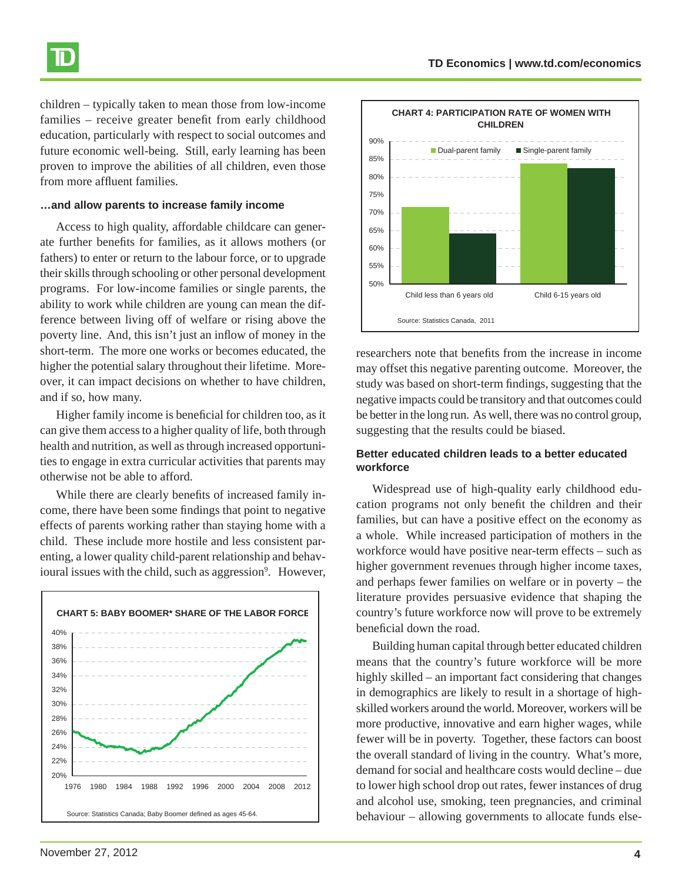children – typically taken to mean those from low-income families – receive greater benefit from early childhood education, particularly with respect to social outcomes and future economic well-being. Still, early learning has been proven to improve the abilities of all children, even those from more affluent families.

### …and allow parents to increase family income

Access to high quality, affordable childcare can generate further benefits for families, as it allows mothers (or fathers) to enter or return to the labour force, or to upgrade their skills through schooling or other personal development programs. For low-income families or single parents, the ability to work while children are young can mean the difference between living off of welfare or rising above the poverty line. And, this isn't just an inflow of money in the short-term. The more one works or becomes educated, the higher the potential salary throughout their lifetime. Moreover, it can impact decisions on whether to have children, and if so, how many.

Higher family income is beneficial for children too, as it can give them access to a higher quality of life, both through health and nutrition, as well as through increased opportunities to engage in extra curricular activities that parents may otherwise not be able to afford.

While there are clearly benefits of increased family income, there have been some findings that point to negative effects of parents working rather than staying home with a child. These include more hostile and less consistent parenting, a lower quality child-parent relationship and behavioural issues with the child, such as aggression[9]. However, researchers note that benefits from the increase in income may offset this negative parenting outcome. Moreover, the study was based on short-term findings, suggesting that the negative impacts could be transitory and that outcomes could be better in the long run. As well, there was no control group, suggesting that the results could be biased.

**CHART 4: PARTICIPATION RATE OF WOMEN WITH CHILDREN**

Source: Statistics Canada, 2011

**CHART 5: BABY BOOMER* SHARE OF THE LABOR FORCE**

Source: Statistics Canada; Baby Boomer defined as ages 45-64.

### Better educated children leads to a better educated workforce

Widespread use of high-quality early childhood education programs not only benefit the children and their families, but can have a positive effect on the economy as a whole. While increased participation of mothers in the workforce would have positive near-term effects – such as higher government revenues through higher income taxes, and perhaps fewer families on welfare or in poverty – the literature provides persuasive evidence that shaping the country's future workforce now will prove to be extremely beneficial down the road.

Building human capital through better educated children means that the country's future workforce will be more highly skilled – an important fact considering that changes in demographics are likely to result in a shortage of high-skilled workers around the world. Moreover, workers will be more productive, innovative and earn higher wages, while fewer will be in poverty. Together, these factors can boost the overall standard of living in the country. What's more, demand for social and healthcare costs would decline – due to lower high school drop out rates, fewer instances of drug and alcohol use, smoking, teen pregnancies, and criminal behaviour – allowing governments to allocate funds else-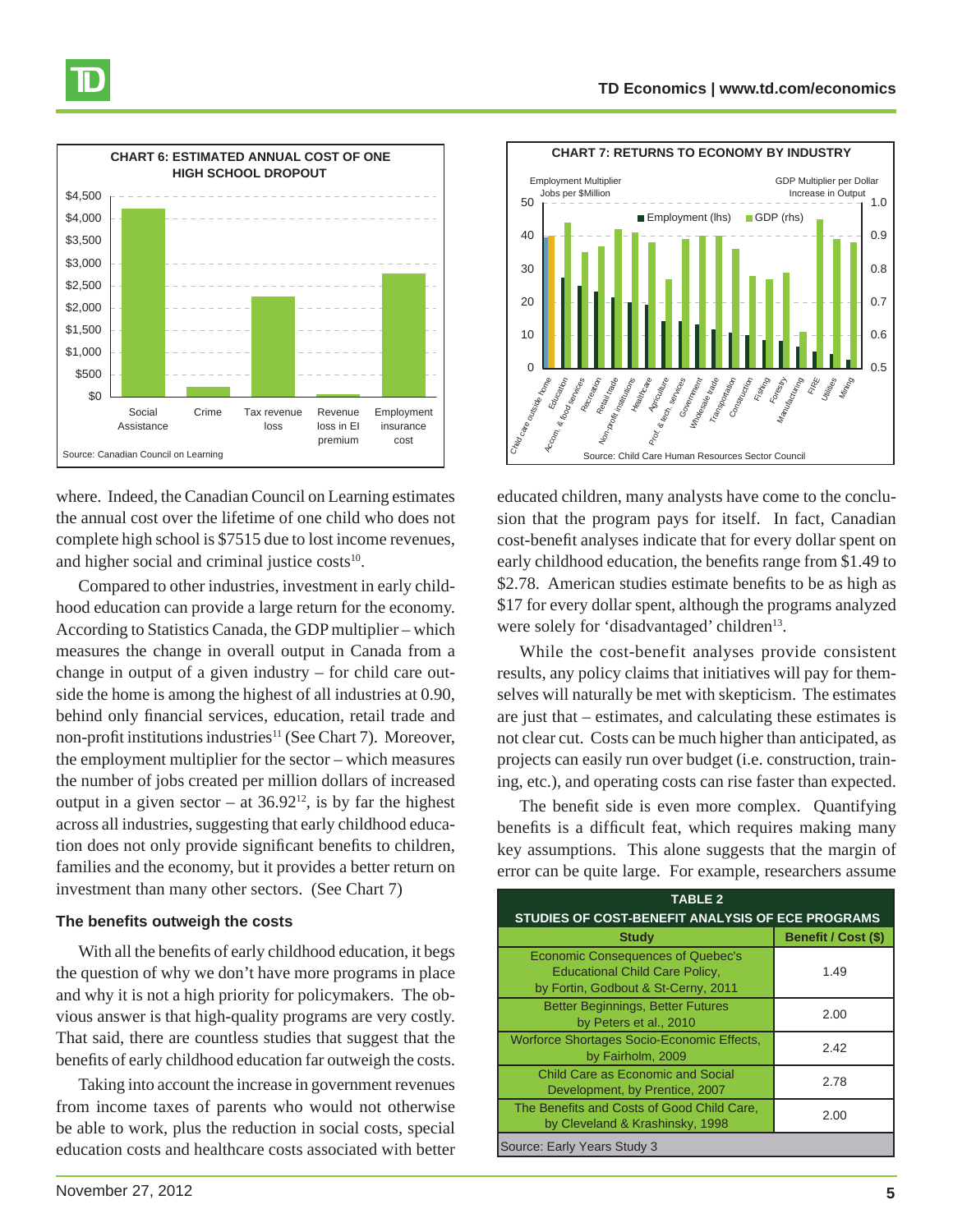**CHART 6: ESTIMATED ANNUAL COST OF ONE HIGH SCHOOL DROPOUT**

Source: Canadian Council on Learning

**CHART 7: RETURNS TO ECONOMY BY INDUSTRY**

Source: Child Care Human Resources Sector Council

where. Indeed, the Canadian Council on Learning estimates the annual cost over the lifetime of one child who does not complete high school is $7515 due to lost income revenues, and higher social and criminal justice costs[10].

Compared to other industries, investment in early childhood education can provide a large return for the economy. According to Statistics Canada, the GDP multiplier – which measures the change in overall output in Canada from a change in output of a given industry – for child care outside the home is among the highest of all industries at 0.90, behind only financial services, education, retail trade and non-profit institutions industries[11] (See Chart 7). Moreover, the employment multiplier for the sector – which measures the number of jobs created per million dollars of increased output in a given sector – at 36.92[12], is by far the highest across all industries, suggesting that early childhood education does not only provide significant benefits to children, families and the economy, but it provides a better return on investment than many other sectors. (See Chart 7)

### The benefits outweigh the costs

With all the benefits of early childhood education, it begs the question of why we don't have more programs in place and why it is not a high priority for policymakers. The obvious answer is that high-quality programs are very costly. That said, there are countless studies that suggest that the benefits of early childhood education far outweigh the costs.

Taking into account the increase in government revenues from income taxes of parents who would not otherwise be able to work, plus the reduction in social costs, special education costs and healthcare costs associated with better educated children, many analysts have come to the conclusion that the program pays for itself. In fact, Canadian cost-benefit analyses indicate that for every dollar spent on early childhood education, the benefits range from $1.49 to $2.78. American studies estimate benefits to be as high as $17 for every dollar spent, although the programs analyzed were solely for 'disadvantaged' children[13].

While the cost-benefit analyses provide consistent results, any policy claims that initiatives will pay for themselves will naturally be met with skepticism. The estimates are just that – estimates, and calculating these estimates is not clear cut. Costs can be much higher than anticipated, as projects can easily run over budget (i.e. construction, training, etc.), and operating costs can rise faster than expected.

The benefit side is even more complex. Quantifying benefits is a difficult feat, which requires making many key assumptions. This alone suggests that the margin of error can be quite large. For example, researchers assume

**TABLE 2**
**STUDIES OF COST-BENEFIT ANALYSIS OF ECE PROGRAMS**

| Study | Benefit / Cost ($) |
|---|---|
| Economic Consequences of Quebec's Educational Child Care Policy, by Fortin, Godbout & St-Cerny, 2011 | 1.49 |
| Better Beginnings, Better Futures by Peters et al., 2010 | 2.00 |
| Worforce Shortages Socio-Economic Effects, by Fairholm, 2009 | 2.42 |
| Child Care as Economic and Social Development, by Prentice, 2007 | 2.78 |
| The Benefits and Costs of Good Child Care, by Cleveland & Krashinsky, 1998 | 2.00 |

Source: Early Years Study 3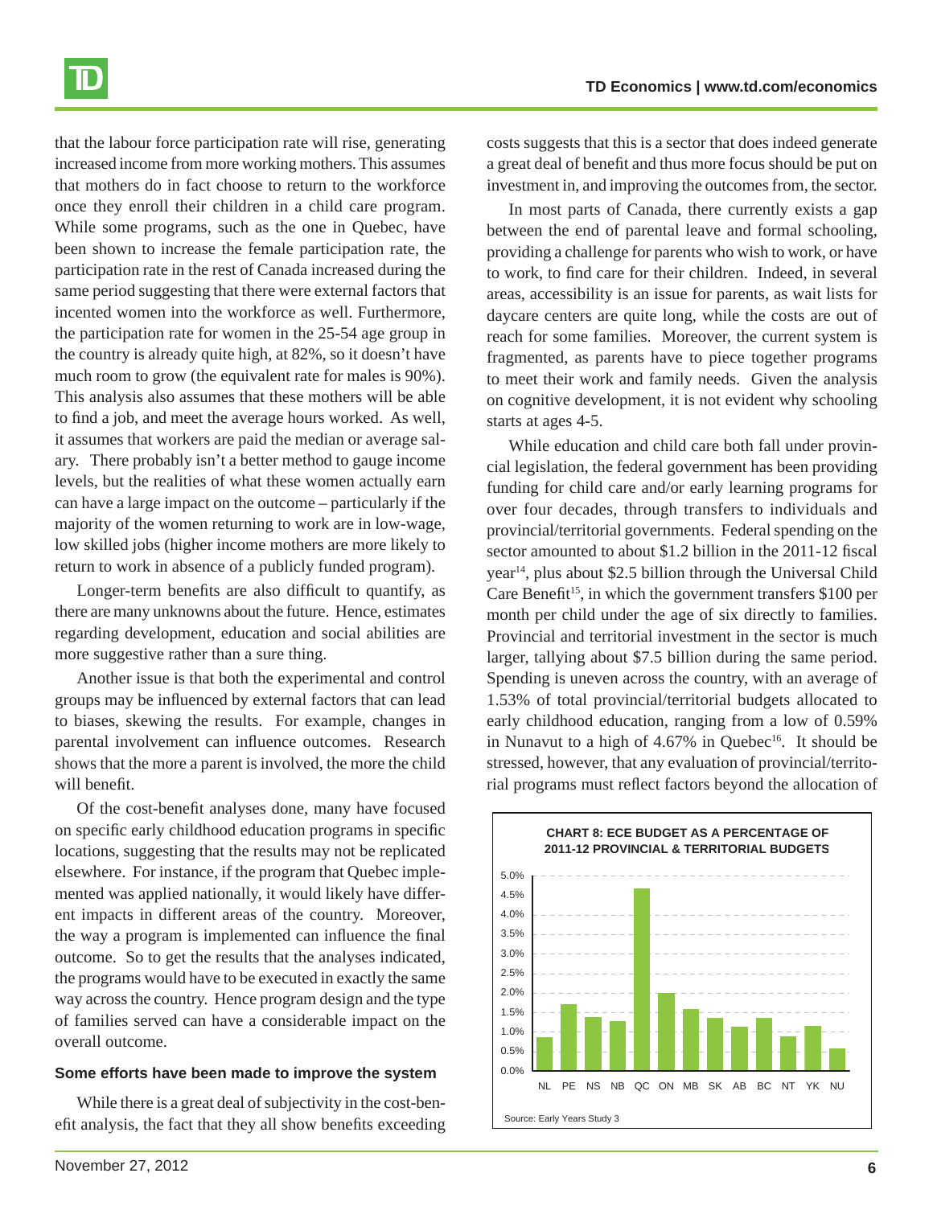that the labour force participation rate will rise, generating increased income from more working mothers. This assumes that mothers do in fact choose to return to the workforce once they enroll their children in a child care program. While some programs, such as the one in Quebec, have been shown to increase the female participation rate, the participation rate in the rest of Canada increased during the same period suggesting that there were external factors that incented women into the workforce as well. Furthermore, the participation rate for women in the 25-54 age group in the country is already quite high, at 82%, so it doesn't have much room to grow (the equivalent rate for males is 90%). This analysis also assumes that these mothers will be able to find a job, and meet the average hours worked. As well, it assumes that workers are paid the median or average salary. There probably isn't a better method to gauge income levels, but the realities of what these women actually earn can have a large impact on the outcome – particularly if the majority of the women returning to work are in low-wage, low skilled jobs (higher income mothers are more likely to return to work in absence of a publicly funded program).

Longer-term benefits are also difficult to quantify, as there are many unknowns about the future. Hence, estimates regarding development, education and social abilities are more suggestive rather than a sure thing.

Another issue is that both the experimental and control groups may be influenced by external factors that can lead to biases, skewing the results. For example, changes in parental involvement can influence outcomes. Research shows that the more a parent is involved, the more the child will benefit.

Of the cost-benefit analyses done, many have focused on specific early childhood education programs in specific locations, suggesting that the results may not be replicated elsewhere. For instance, if the program that Quebec implemented was applied nationally, it would likely have different impacts in different areas of the country. Moreover, the way a program is implemented can influence the final outcome. So to get the results that the analyses indicated, the programs would have to be executed in exactly the same way across the country. Hence program design and the type of families served can have a considerable impact on the overall outcome.

### Some efforts have been made to improve the system

While there is a great deal of subjectivity in the cost-benefit analysis, the fact that they all show benefits exceeding costs suggests that this is a sector that does indeed generate a great deal of benefit and thus more focus should be put on investment in, and improving the outcomes from, the sector.

In most parts of Canada, there currently exists a gap between the end of parental leave and formal schooling, providing a challenge for parents who wish to work, or have to work, to find care for their children. Indeed, in several areas, accessibility is an issue for parents, as wait lists for daycare centers are quite long, while the costs are out of reach for some families. Moreover, the current system is fragmented, as parents have to piece together programs to meet their work and family needs. Given the analysis on cognitive development, it is not evident why schooling starts at ages 4-5.

While education and child care both fall under provincial legislation, the federal government has been providing funding for child care and/or early learning programs for over four decades, through transfers to individuals and provincial/territorial governments. Federal spending on the sector amounted to about $1.2 billion in the 2011-12 fiscal year[14], plus about $2.5 billion through the Universal Child Care Benefit[15], in which the government transfers $100 per month per child under the age of six directly to families. Provincial and territorial investment in the sector is much larger, tallying about $7.5 billion during the same period. Spending is uneven across the country, with an average of 1.53% of total provincial/territorial budgets allocated to early childhood education, ranging from a low of 0.59% in Nunavut to a high of 4.67% in Quebec[16]. It should be stressed, however, that any evaluation of provincial/territorial programs must reflect factors beyond the allocation of

**CHART 8: ECE BUDGET AS A PERCENTAGE OF 2011-12 PROVINCIAL & TERRITORIAL BUDGETS**

Source: Early Years Study 3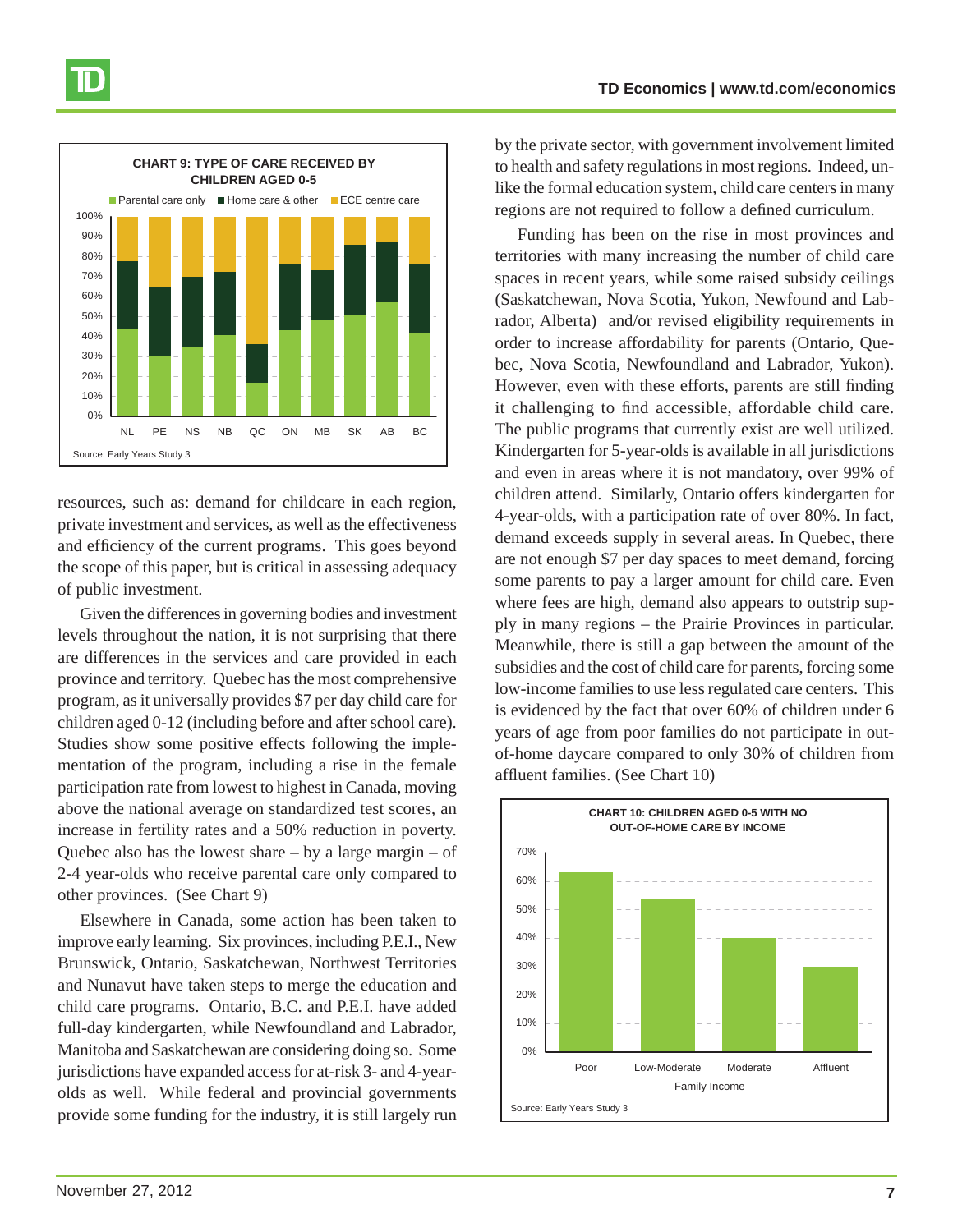**CHART 9: TYPE OF CARE RECEIVED BY CHILDREN AGED 0-5**

Source: Early Years Study 3

resources, such as: demand for childcare in each region, private investment and services, as well as the effectiveness and efficiency of the current programs. This goes beyond the scope of this paper, but is critical in assessing adequacy of public investment.

Given the differences in governing bodies and investment levels throughout the nation, it is not surprising that there are differences in the services and care provided in each province and territory. Quebec has the most comprehensive program, as it universally provides $7 per day child care for children aged 0-12 (including before and after school care). Studies show some positive effects following the implementation of the program, including a rise in the female participation rate from lowest to highest in Canada, moving above the national average on standardized test scores, an increase in fertility rates and a 50% reduction in poverty. Quebec also has the lowest share – by a large margin – of 2-4 year-olds who receive parental care only compared to other provinces. (See Chart 9)

Elsewhere in Canada, some action has been taken to improve early learning. Six provinces, including P.E.I., New Brunswick, Ontario, Saskatchewan, Northwest Territories and Nunavut have taken steps to merge the education and child care programs. Ontario, B.C. and P.E.I. have added full-day kindergarten, while Newfoundland and Labrador, Manitoba and Saskatchewan are considering doing so. Some jurisdictions have expanded access for at-risk 3- and 4-year-olds as well. While federal and provincial governments provide some funding for the industry, it is still largely run by the private sector, with government involvement limited to health and safety regulations in most regions. Indeed, unlike the formal education system, child care centers in many regions are not required to follow a defined curriculum.

Funding has been on the rise in most provinces and territories with many increasing the number of child care spaces in recent years, while some raised subsidy ceilings (Saskatchewan, Nova Scotia, Yukon, Newfound and Labrador, Alberta) and/or revised eligibility requirements in order to increase affordability for parents (Ontario, Quebec, Nova Scotia, Newfoundland and Labrador, Yukon). However, even with these efforts, parents are still finding it challenging to find accessible, affordable child care. The public programs that currently exist are well utilized. Kindergarten for 5-year-olds is available in all jurisdictions and even in areas where it is not mandatory, over 99% of children attend. Similarly, Ontario offers kindergarten for 4-year-olds, with a participation rate of over 80%. In fact, demand exceeds supply in several areas. In Quebec, there are not enough $7 per day spaces to meet demand, forcing some parents to pay a larger amount for child care. Even where fees are high, demand also appears to outstrip supply in many regions – the Prairie Provinces in particular. Meanwhile, there is still a gap between the amount of the subsidies and the cost of child care for parents, forcing some low-income families to use less regulated care centers. This is evidenced by the fact that over 60% of children under 6 years of age from poor families do not participate in out-of-home daycare compared to only 30% of children from affluent families. (See Chart 10)

**CHART 10: CHILDREN AGED 0-5 WITH NO OUT-OF-HOME CARE BY INCOME**

Source: Early Years Study 3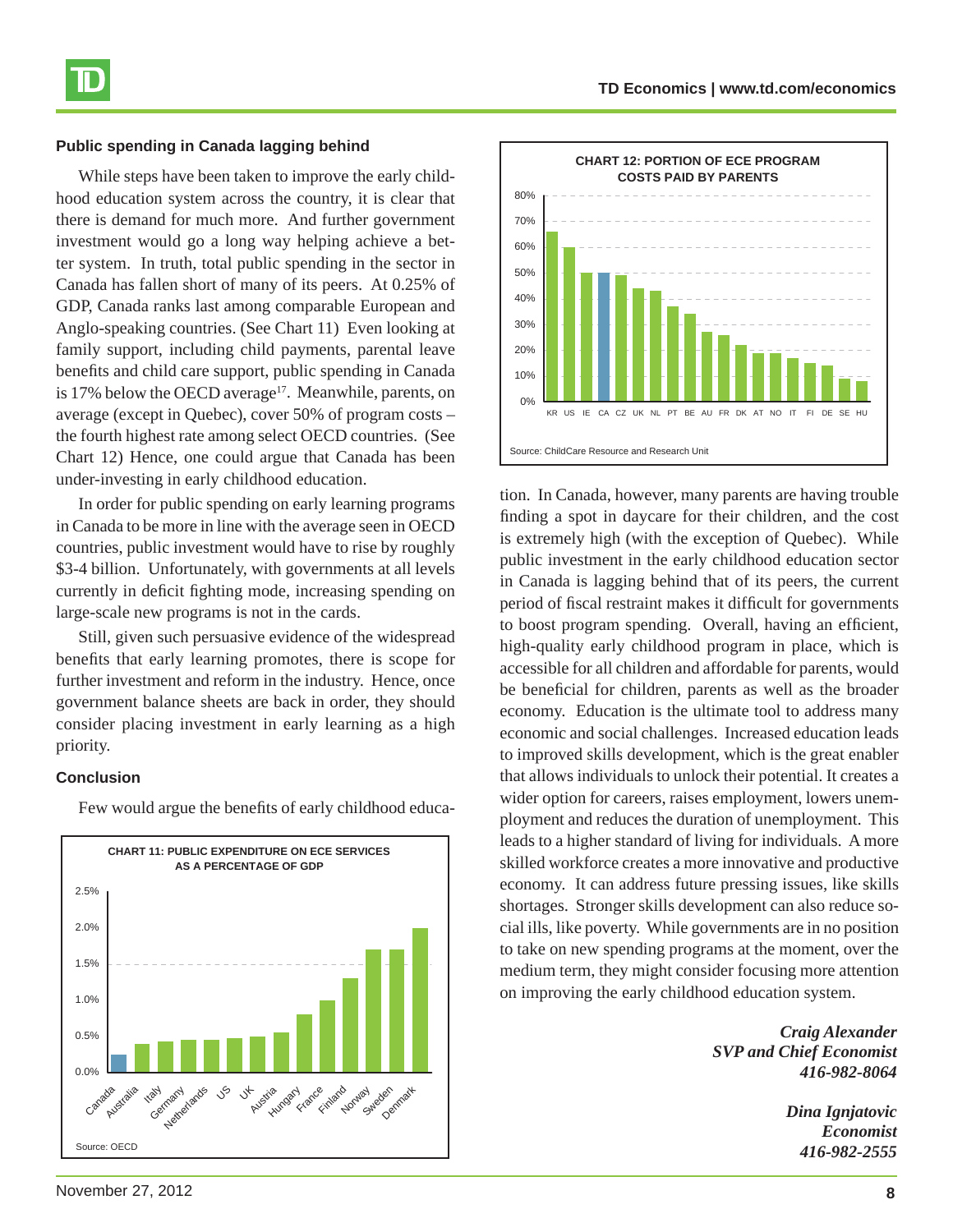### Public spending in Canada lagging behind

While steps have been taken to improve the early childhood education system across the country, it is clear that there is demand for much more. And further government investment would go a long way helping achieve a better system. In truth, total public spending in the sector in Canada has fallen short of many of its peers. At 0.25% of GDP, Canada ranks last among comparable European and Anglo-speaking countries. (See Chart 11) Even looking at family support, including child payments, parental leave benefits and child care support, public spending in Canada is 17% below the OECD average[17]. Meanwhile, parents, on average (except in Quebec), cover 50% of program costs – the fourth highest rate among select OECD countries. (See Chart 12) Hence, one could argue that Canada has been under-investing in early childhood education.

In order for public spending on early learning programs in Canada to be more in line with the average seen in OECD countries, public investment would have to rise by roughly $3-4 billion. Unfortunately, with governments at all levels currently in deficit fighting mode, increasing spending on large-scale new programs is not in the cards.

Still, given such persuasive evidence of the widespread benefits that early learning promotes, there is scope for further investment and reform in the industry. Hence, once government balance sheets are back in order, they should consider placing investment in early learning as a high priority.

### Conclusion

Few would argue the benefits of early childhood education. In Canada, however, many parents are having trouble finding a spot in daycare for their children, and the cost is extremely high (with the exception of Quebec). While public investment in the early childhood education sector in Canada is lagging behind that of its peers, the current period of fiscal restraint makes it difficult for governments to boost program spending. Overall, having an efficient, high-quality early childhood program in place, which is accessible for all children and affordable for parents, would be beneficial for children, parents as well as the broader economy. Education is the ultimate tool to address many economic and social challenges. Increased education leads to improved skills development, which is the great enabler that allows individuals to unlock their potential. It creates a wider option for careers, raises employment, lowers unemployment and reduces the duration of unemployment. This leads to a higher standard of living for individuals. A more skilled workforce creates a more innovative and productive economy. It can address future pressing issues, like skills shortages. Stronger skills development can also reduce social ills, like poverty. While governments are in no position to take on new spending programs at the moment, over the medium term, they might consider focusing more attention on improving the early childhood education system.

**CHART 11: PUBLIC EXPENDITURE ON ECE SERVICES AS A PERCENTAGE OF GDP**

Countries: Canada, Australia, Italy, Germany, Netherlands, US, UK, Austria, Hungary, France, Finland, Norway, Sweden, Denmark

Source: OECD

**CHART 12: PORTION OF ECE PROGRAM COSTS PAID BY PARENTS**

Countries: KR, US, IE, CA, CZ, UK, NL, PT, BE, AU, FR, DK, AT, NO, IT, FI, DE, SE, HU

Source: ChildCare Resource and Research Unit

*Craig Alexander*
*SVP and Chief Economist*
*416-982-8064*

*Dina Ignjatovic*
*Economist*
*416-982-2555*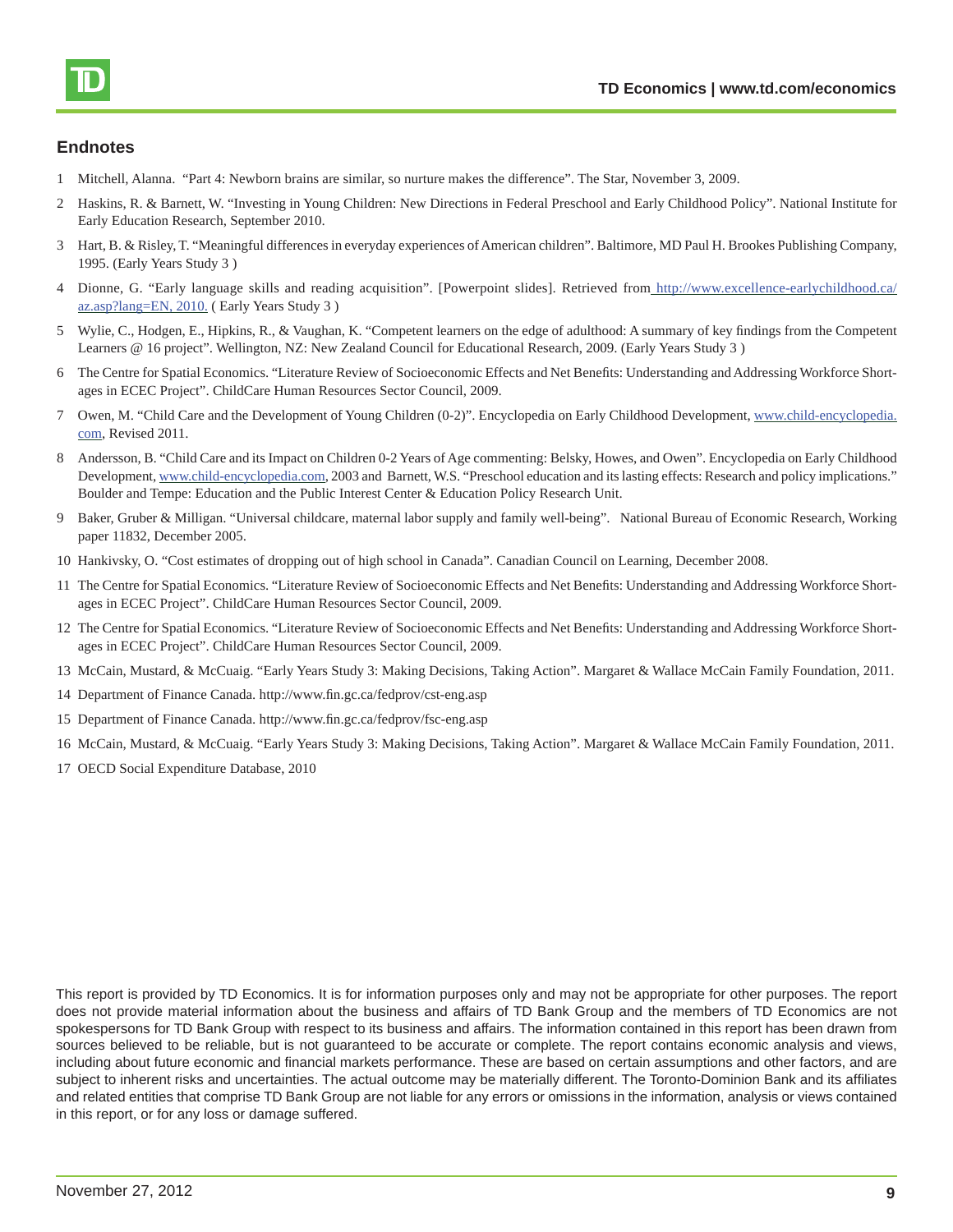## Endnotes

1. Mitchell, Alanna. "Part 4: Newborn brains are similar, so nurture makes the difference". The Star, November 3, 2009.
2. Haskins, R. & Barnett, W. "Investing in Young Children: New Directions in Federal Preschool and Early Childhood Policy". National Institute for Early Education Research, September 2010.
3. Hart, B. & Risley, T. "Meaningful differences in everyday experiences of American children". Baltimore, MD Paul H. Brookes Publishing Company, 1995. (Early Years Study 3 )
4. Dionne, G. "Early language skills and reading acquisition". [Powerpoint slides]. Retrieved from http://www.excellence-earlychildhood.ca/az.asp?lang=EN, 2010. ( Early Years Study 3 )
5. Wylie, C., Hodgen, E., Hipkins, R., & Vaughan, K. "Competent learners on the edge of adulthood: A summary of key findings from the Competent Learners @ 16 project". Wellington, NZ: New Zealand Council for Educational Research, 2009. (Early Years Study 3 )
6. The Centre for Spatial Economics. "Literature Review of Socioeconomic Effects and Net Benefits: Understanding and Addressing Workforce Shortages in ECEC Project". ChildCare Human Resources Sector Council, 2009.
7. Owen, M. "Child Care and the Development of Young Children (0-2)". Encyclopedia on Early Childhood Development, www.child-encyclopedia.com, Revised 2011.
8. Andersson, B. "Child Care and its Impact on Children 0-2 Years of Age commenting: Belsky, Howes, and Owen". Encyclopedia on Early Childhood Development, www.child-encyclopedia.com, 2003 and Barnett, W.S. "Preschool education and its lasting effects: Research and policy implications." Boulder and Tempe: Education and the Public Interest Center & Education Policy Research Unit.
9. Baker, Gruber & Milligan. "Universal childcare, maternal labor supply and family well-being". National Bureau of Economic Research, Working paper 11832, December 2005.
10. Hankivsky, O. "Cost estimates of dropping out of high school in Canada". Canadian Council on Learning, December 2008.
11. The Centre for Spatial Economics. "Literature Review of Socioeconomic Effects and Net Benefits: Understanding and Addressing Workforce Shortages in ECEC Project". ChildCare Human Resources Sector Council, 2009.
12. The Centre for Spatial Economics. "Literature Review of Socioeconomic Effects and Net Benefits: Understanding and Addressing Workforce Shortages in ECEC Project". ChildCare Human Resources Sector Council, 2009.
13. McCain, Mustard, & McCuaig. "Early Years Study 3: Making Decisions, Taking Action". Margaret & Wallace McCain Family Foundation, 2011.
14. Department of Finance Canada. http://www.fin.gc.ca/fedprov/cst-eng.asp
15. Department of Finance Canada. http://www.fin.gc.ca/fedprov/fsc-eng.asp
16. McCain, Mustard, & McCuaig. "Early Years Study 3: Making Decisions, Taking Action". Margaret & Wallace McCain Family Foundation, 2011.
17. OECD Social Expenditure Database, 2010

This report is provided by TD Economics. It is for information purposes only and may not be appropriate for other purposes. The report does not provide material information about the business and affairs of TD Bank Group and the members of TD Economics are not spokespersons for TD Bank Group with respect to its business and affairs. The information contained in this report has been drawn from sources believed to be reliable, but is not guaranteed to be accurate or complete. The report contains economic analysis and views, including about future economic and financial markets performance. These are based on certain assumptions and other factors, and are subject to inherent risks and uncertainties. The actual outcome may be materially different. The Toronto-Dominion Bank and its affiliates and related entities that comprise TD Bank Group are not liable for any errors or omissions in the information, analysis or views contained in this report, or for any loss or damage suffered.